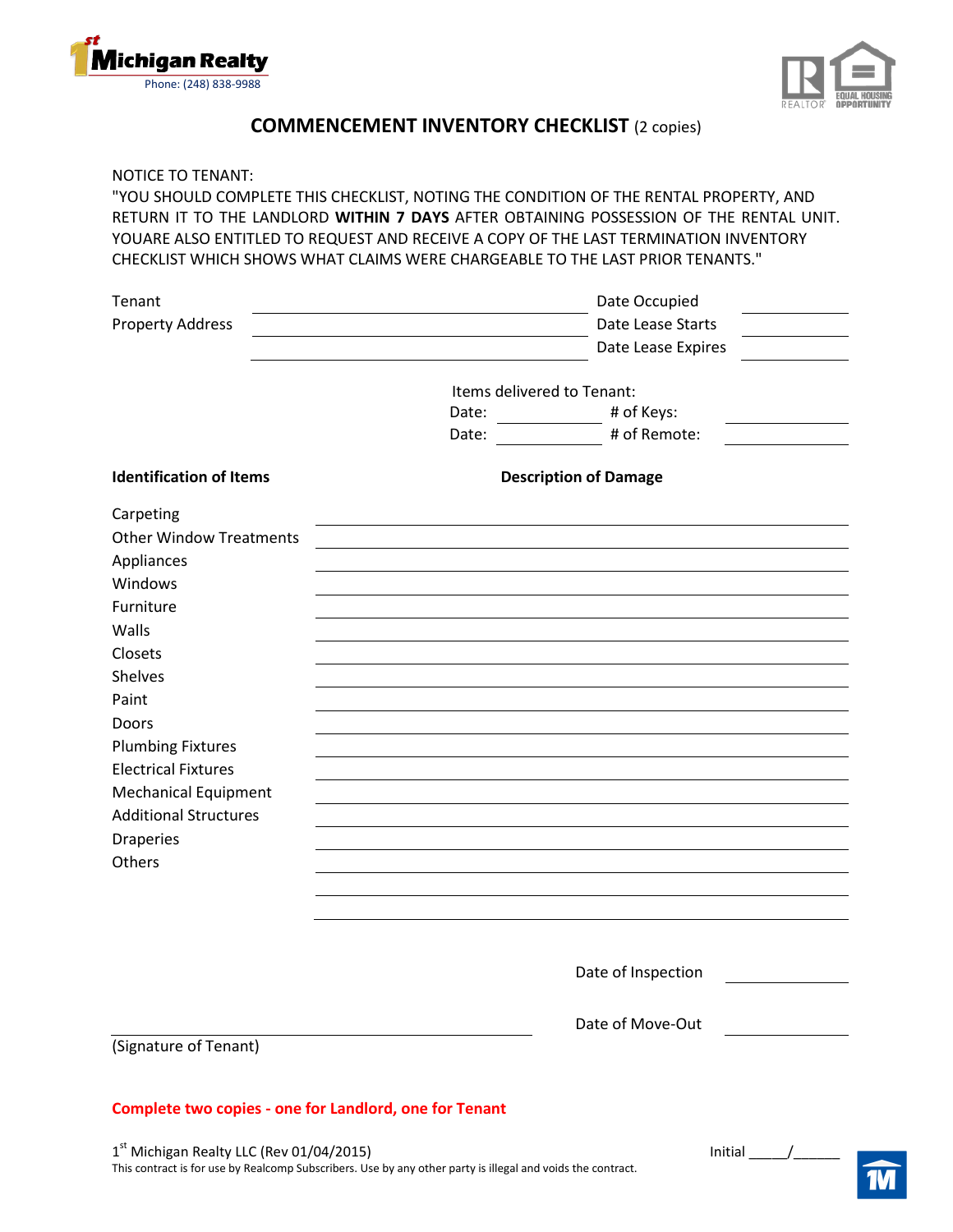1st Michigan Realty
Phone: (248) 838-9988

# COMMENCEMENT INVENTORY CHECKLIST (2 copies)

NOTICE TO TENANT:
"YOU SHOULD COMPLETE THIS CHECKLIST, NOTING THE CONDITION OF THE RENTAL PROPERTY, AND RETURN IT TO THE LANDLORD **WITHIN 7 DAYS** AFTER OBTAINING POSSESSION OF THE RENTAL UNIT. YOUARE ALSO ENTITLED TO REQUEST AND RECEIVE A COPY OF THE LAST TERMINATION INVENTORY CHECKLIST WHICH SHOWS WHAT CLAIMS WERE CHARGEABLE TO THE LAST PRIOR TENANTS."

Tenant ______________________________ Date Occupied __________

Property Address ______________________________ Date Lease Starts __________

______________________________ Date Lease Expires __________

Items delivered to Tenant:

Date: __________ # of Keys: __________

Date: __________ # of Remote: __________

| Identification of Items | Description of Damage |
|---|---|
| Carpeting | |
| Other Window Treatments | |
| Appliances | |
| Windows | |
| Furniture | |
| Walls | |
| Closets | |
| Shelves | |
| Paint | |
| Doors | |
| Plumbing Fixtures | |
| Electrical Fixtures | |
| Mechanical Equipment | |
| Additional Structures | |
| Draperies | |
| Others | |
| | |
| | |

Date of Inspection __________

Date of Move-Out __________

______________________________
(Signature of Tenant)

**Complete two copies - one for Landlord, one for Tenant**

1st Michigan Realty LLC (Rev 01/04/2015)
This contract is for use by Realcomp Subscribers. Use by any other party is illegal and voids the contract.

Initial _____/______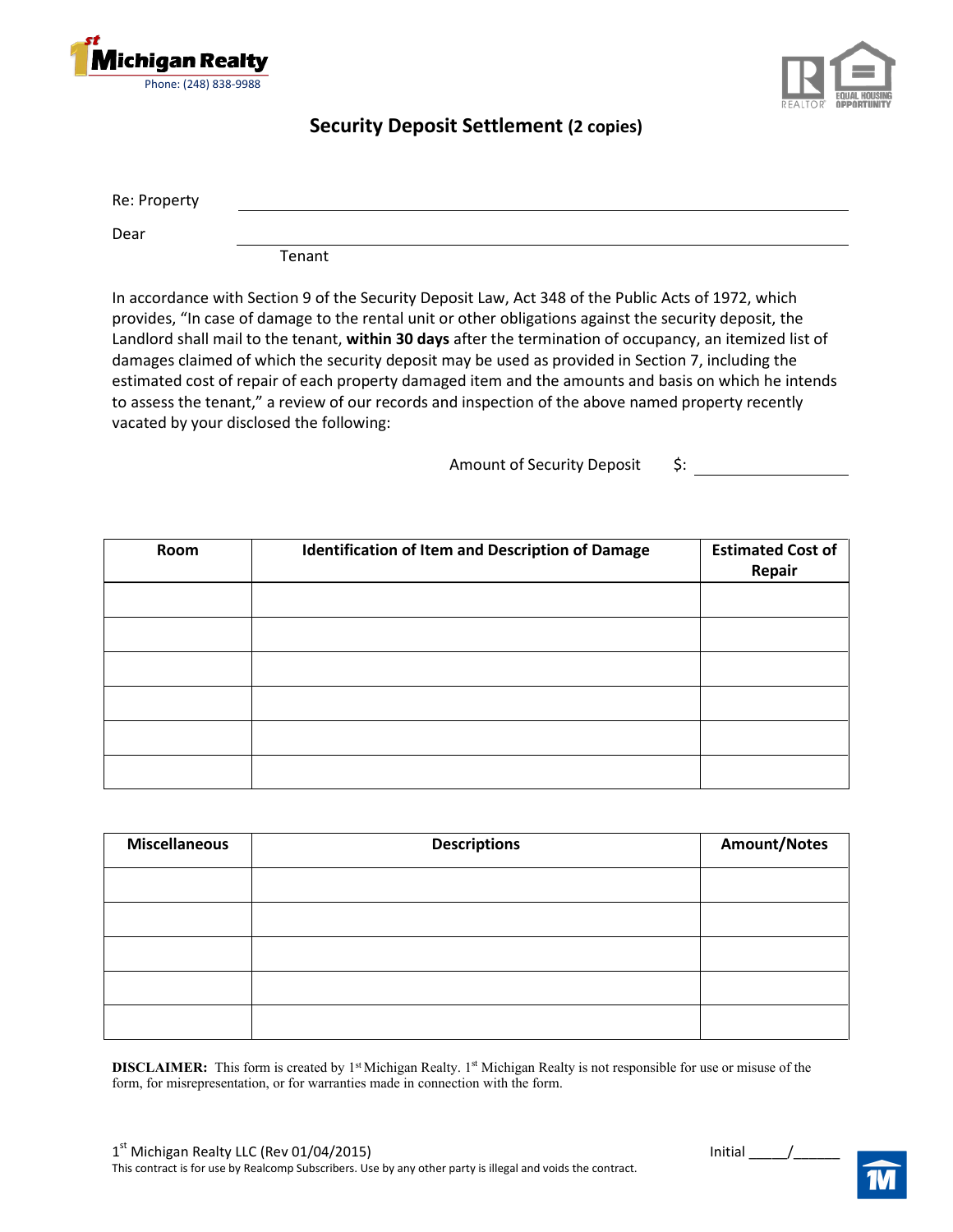1st Michigan Realty

Phone: (248) 838-9988

# Security Deposit Settlement (2 copies)

Re: Property ______________________________________________

Dear ______________________________________________

Tenant

In accordance with Section 9 of the Security Deposit Law, Act 348 of the Public Acts of 1972, which provides, "In case of damage to the rental unit or other obligations against the security deposit, the Landlord shall mail to the tenant, **within 30 days** after the termination of occupancy, an itemized list of damages claimed of which the security deposit may be used as provided in Section 7, including the estimated cost of repair of each property damaged item and the amounts and basis on which he intends to assess the tenant," a review of our records and inspection of the above named property recently vacated by your disclosed the following:

Amount of Security Deposit $: ______________

| Room | Identification of Item and Description of Damage | Estimated Cost of Repair |
|---|---|---|
| | | |
| | | |
| | | |
| | | |
| | | |
| | | |

| Miscellaneous | Descriptions | Amount/Notes |
|---|---|---|
| | | |
| | | |
| | | |
| | | |
| | | |

**DISCLAIMER:** This form is created by 1st Michigan Realty. 1st Michigan Realty is not responsible for use or misuse of the form, for misrepresentation, or for warranties made in connection with the form.

1st Michigan Realty LLC (Rev 01/04/2015)

This contract is for use by Realcomp Subscribers. Use by any other party is illegal and voids the contract.

Initial _____/______